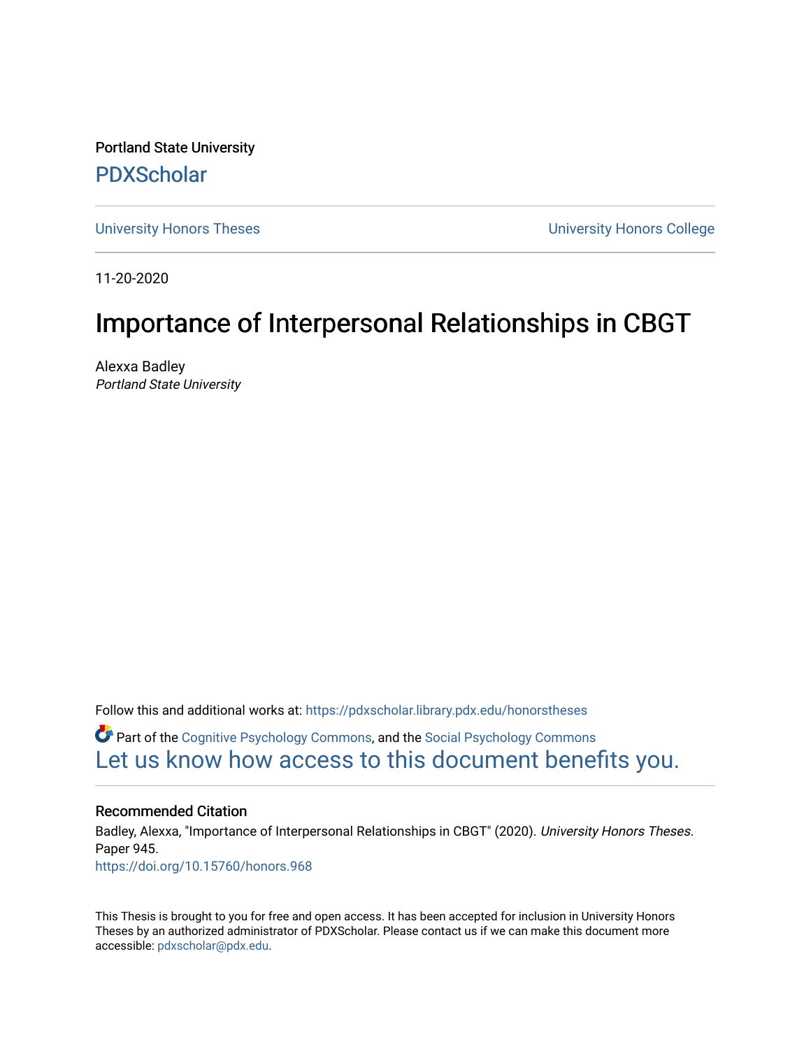Portland State University

# PDXScholar

University Honors Theses | University Honors College

11-20-2020

# Importance of Interpersonal Relationships in CBGT

Alexxa Badley
*Portland State University*

Follow this and additional works at: https://pdxscholar.library.pdx.edu/honorstheses

Part of the Cognitive Psychology Commons, and the Social Psychology Commons
Let us know how access to this document benefits you.

## Recommended Citation

Badley, Alexxa, "Importance of Interpersonal Relationships in CBGT" (2020). *University Honors Theses*. Paper 945.
https://doi.org/10.15760/honors.968

This Thesis is brought to you for free and open access. It has been accepted for inclusion in University Honors Theses by an authorized administrator of PDXScholar. Please contact us if we can make this document more accessible: pdxscholar@pdx.edu.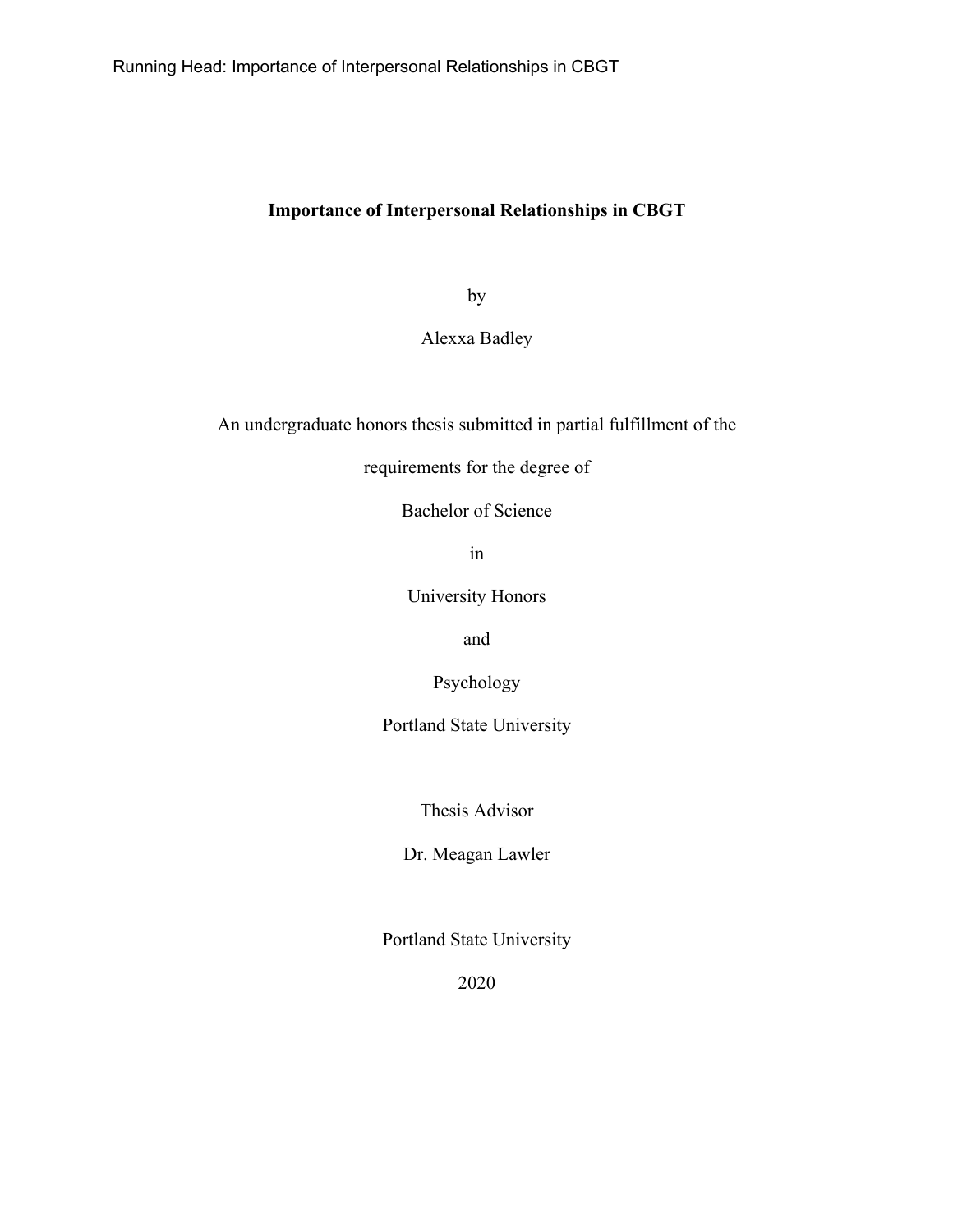# Importance of Interpersonal Relationships in CBGT

by

Alexxa Badley

An undergraduate honors thesis submitted in partial fulfillment of the

requirements for the degree of

Bachelor of Science

in

University Honors

and

Psychology

Portland State University

Thesis Advisor

Dr. Meagan Lawler

Portland State University

2020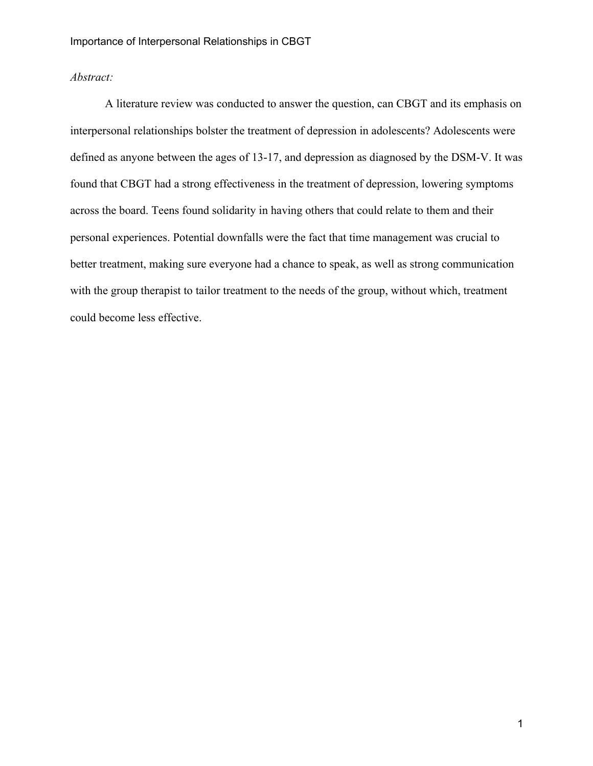*Abstract:*

A literature review was conducted to answer the question, can CBGT and its emphasis on interpersonal relationships bolster the treatment of depression in adolescents? Adolescents were defined as anyone between the ages of 13-17, and depression as diagnosed by the DSM-V. It was found that CBGT had a strong effectiveness in the treatment of depression, lowering symptoms across the board. Teens found solidarity in having others that could relate to them and their personal experiences. Potential downfalls were the fact that time management was crucial to better treatment, making sure everyone had a chance to speak, as well as strong communication with the group therapist to tailor treatment to the needs of the group, without which, treatment could become less effective.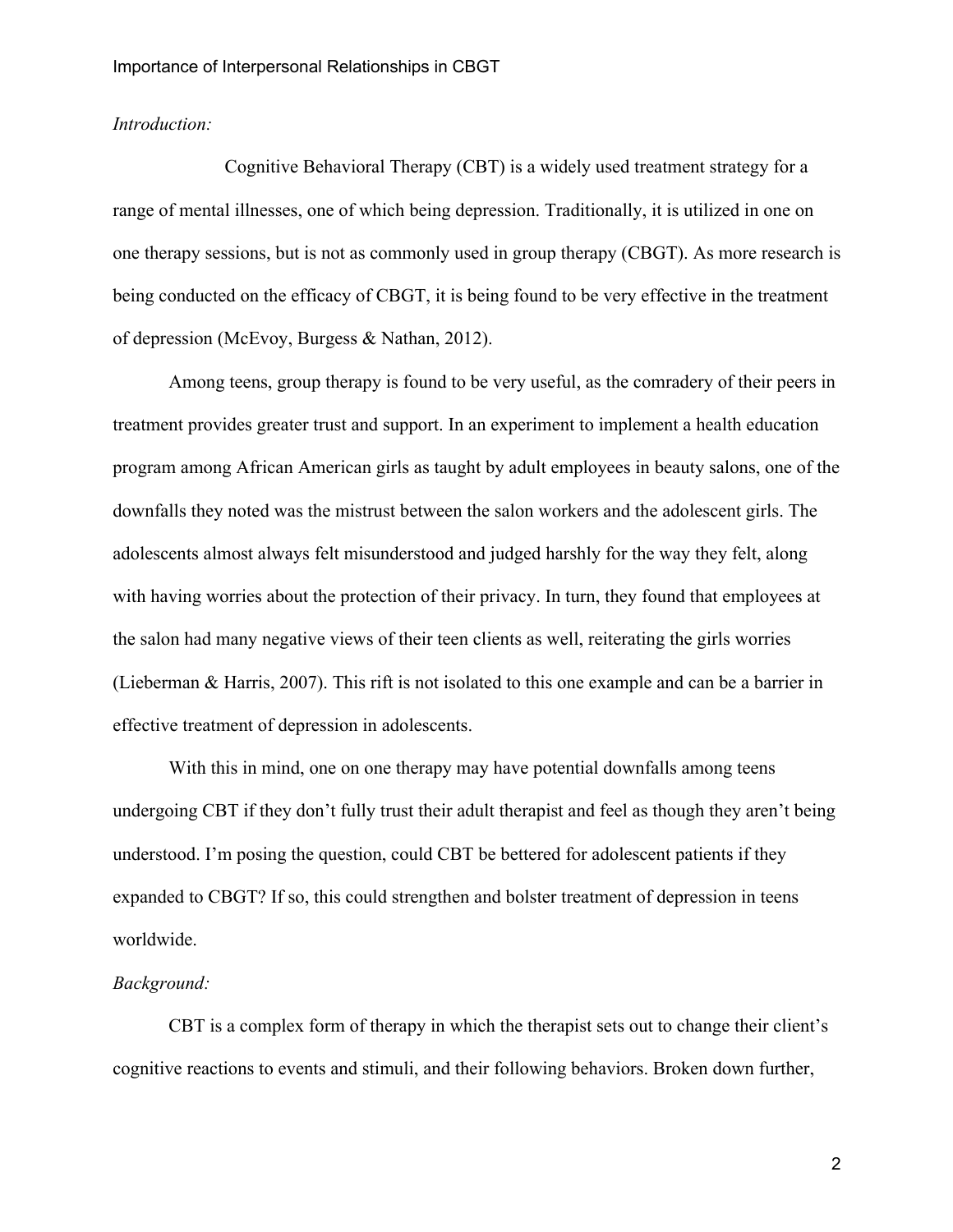*Introduction:*

Cognitive Behavioral Therapy (CBT) is a widely used treatment strategy for a range of mental illnesses, one of which being depression. Traditionally, it is utilized in one on one therapy sessions, but is not as commonly used in group therapy (CBGT). As more research is being conducted on the efficacy of CBGT, it is being found to be very effective in the treatment of depression (McEvoy, Burgess & Nathan, 2012).

Among teens, group therapy is found to be very useful, as the comradery of their peers in treatment provides greater trust and support. In an experiment to implement a health education program among African American girls as taught by adult employees in beauty salons, one of the downfalls they noted was the mistrust between the salon workers and the adolescent girls. The adolescents almost always felt misunderstood and judged harshly for the way they felt, along with having worries about the protection of their privacy. In turn, they found that employees at the salon had many negative views of their teen clients as well, reiterating the girls worries (Lieberman & Harris, 2007). This rift is not isolated to this one example and can be a barrier in effective treatment of depression in adolescents.

With this in mind, one on one therapy may have potential downfalls among teens undergoing CBT if they don't fully trust their adult therapist and feel as though they aren't being understood. I'm posing the question, could CBT be bettered for adolescent patients if they expanded to CBGT? If so, this could strengthen and bolster treatment of depression in teens worldwide.

*Background:*

CBT is a complex form of therapy in which the therapist sets out to change their client's cognitive reactions to events and stimuli, and their following behaviors. Broken down further,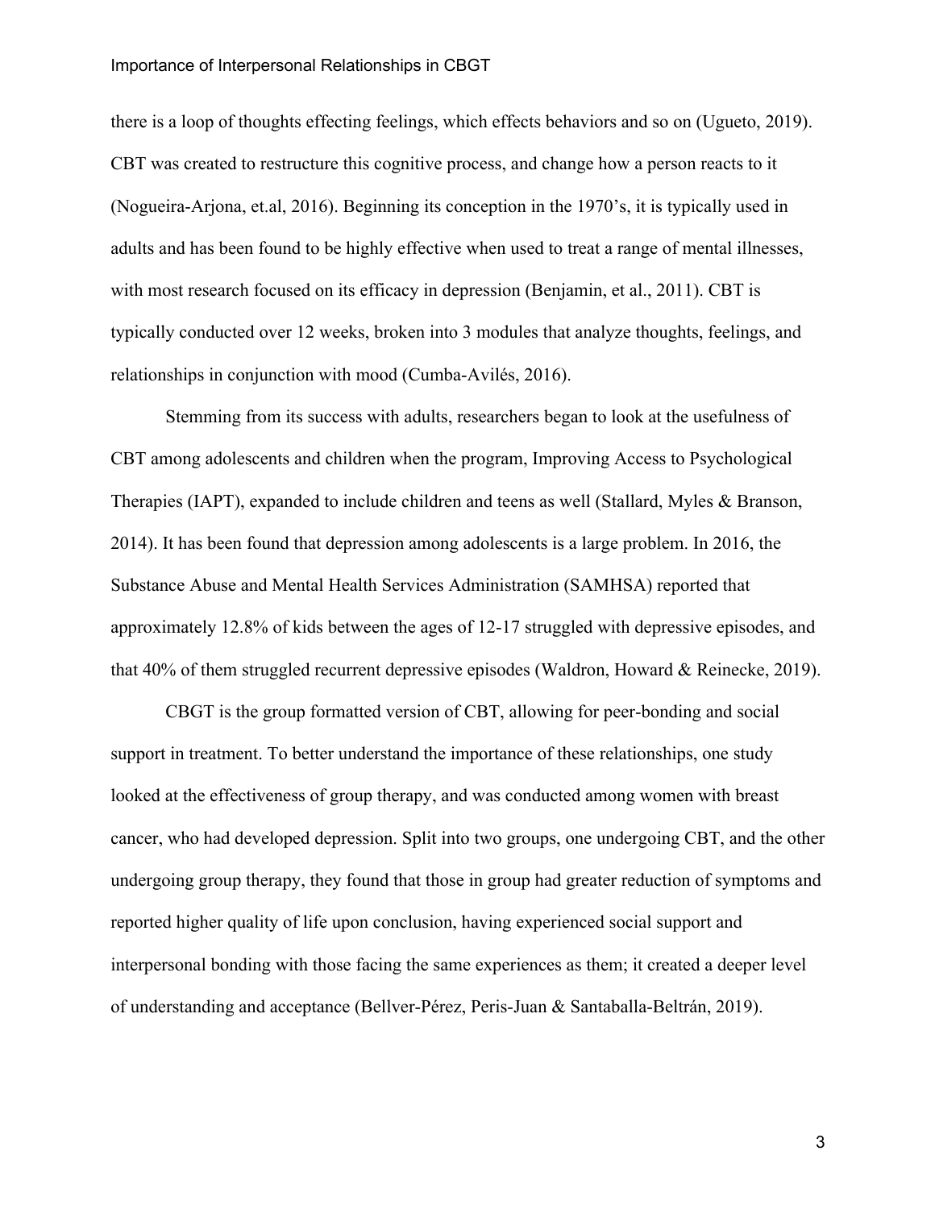there is a loop of thoughts effecting feelings, which effects behaviors and so on (Ugueto, 2019). CBT was created to restructure this cognitive process, and change how a person reacts to it (Nogueira-Arjona, et.al, 2016). Beginning its conception in the 1970's, it is typically used in adults and has been found to be highly effective when used to treat a range of mental illnesses, with most research focused on its efficacy in depression (Benjamin, et al., 2011). CBT is typically conducted over 12 weeks, broken into 3 modules that analyze thoughts, feelings, and relationships in conjunction with mood (Cumba-Avilés, 2016).

Stemming from its success with adults, researchers began to look at the usefulness of CBT among adolescents and children when the program, Improving Access to Psychological Therapies (IAPT), expanded to include children and teens as well (Stallard, Myles & Branson, 2014). It has been found that depression among adolescents is a large problem. In 2016, the Substance Abuse and Mental Health Services Administration (SAMHSA) reported that approximately 12.8% of kids between the ages of 12-17 struggled with depressive episodes, and that 40% of them struggled recurrent depressive episodes (Waldron, Howard & Reinecke, 2019).

CBGT is the group formatted version of CBT, allowing for peer-bonding and social support in treatment. To better understand the importance of these relationships, one study looked at the effectiveness of group therapy, and was conducted among women with breast cancer, who had developed depression. Split into two groups, one undergoing CBT, and the other undergoing group therapy, they found that those in group had greater reduction of symptoms and reported higher quality of life upon conclusion, having experienced social support and interpersonal bonding with those facing the same experiences as them; it created a deeper level of understanding and acceptance (Bellver-Pérez, Peris-Juan & Santaballa-Beltrán, 2019).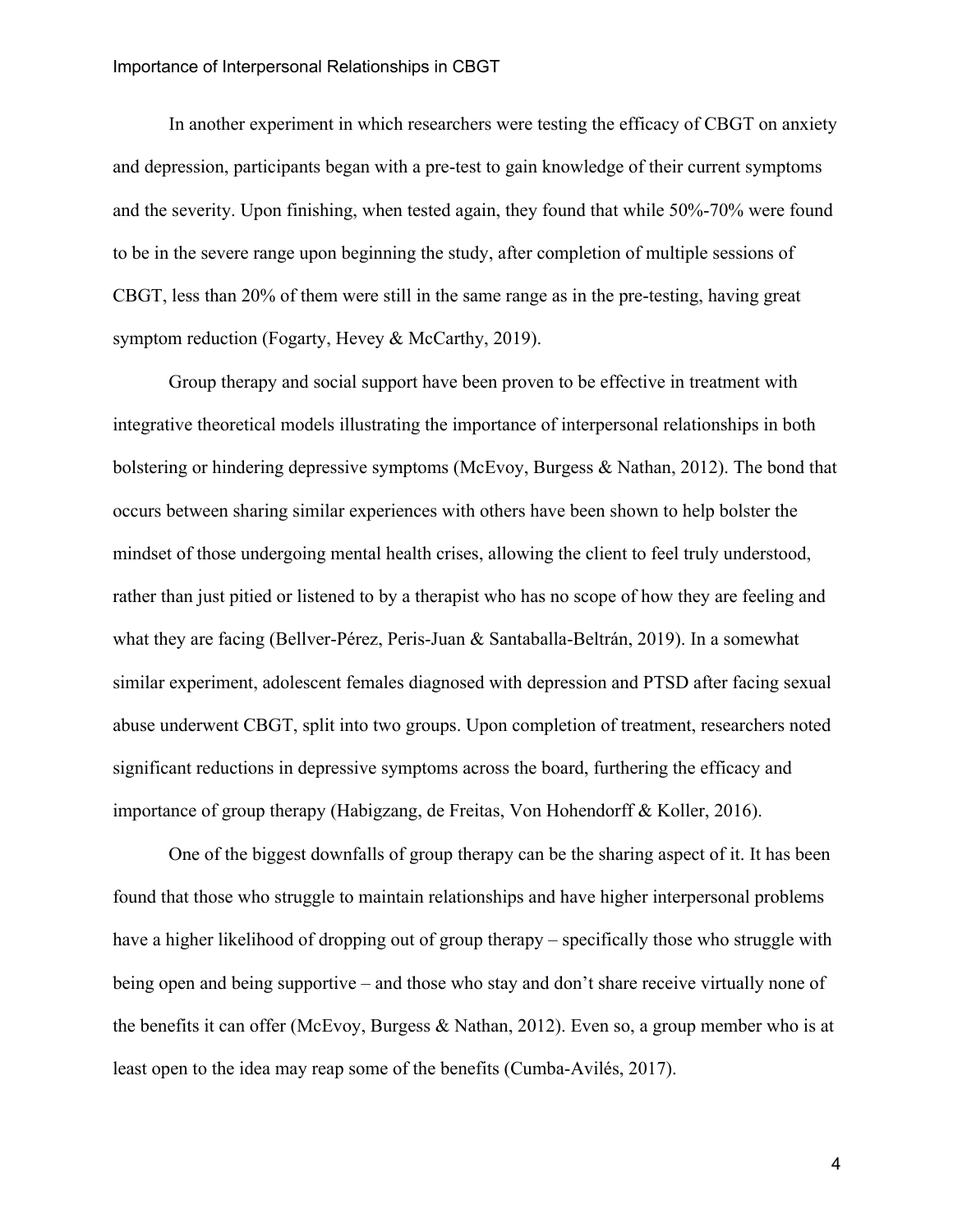In another experiment in which researchers were testing the efficacy of CBGT on anxiety and depression, participants began with a pre-test to gain knowledge of their current symptoms and the severity. Upon finishing, when tested again, they found that while 50%-70% were found to be in the severe range upon beginning the study, after completion of multiple sessions of CBGT, less than 20% of them were still in the same range as in the pre-testing, having great symptom reduction (Fogarty, Hevey & McCarthy, 2019).

Group therapy and social support have been proven to be effective in treatment with integrative theoretical models illustrating the importance of interpersonal relationships in both bolstering or hindering depressive symptoms (McEvoy, Burgess & Nathan, 2012). The bond that occurs between sharing similar experiences with others have been shown to help bolster the mindset of those undergoing mental health crises, allowing the client to feel truly understood, rather than just pitied or listened to by a therapist who has no scope of how they are feeling and what they are facing (Bellver-Pérez, Peris-Juan & Santaballa-Beltrán, 2019). In a somewhat similar experiment, adolescent females diagnosed with depression and PTSD after facing sexual abuse underwent CBGT, split into two groups. Upon completion of treatment, researchers noted significant reductions in depressive symptoms across the board, furthering the efficacy and importance of group therapy (Habigzang, de Freitas, Von Hohendorff & Koller, 2016).

One of the biggest downfalls of group therapy can be the sharing aspect of it. It has been found that those who struggle to maintain relationships and have higher interpersonal problems have a higher likelihood of dropping out of group therapy – specifically those who struggle with being open and being supportive – and those who stay and don't share receive virtually none of the benefits it can offer (McEvoy, Burgess & Nathan, 2012). Even so, a group member who is at least open to the idea may reap some of the benefits (Cumba-Avilés, 2017).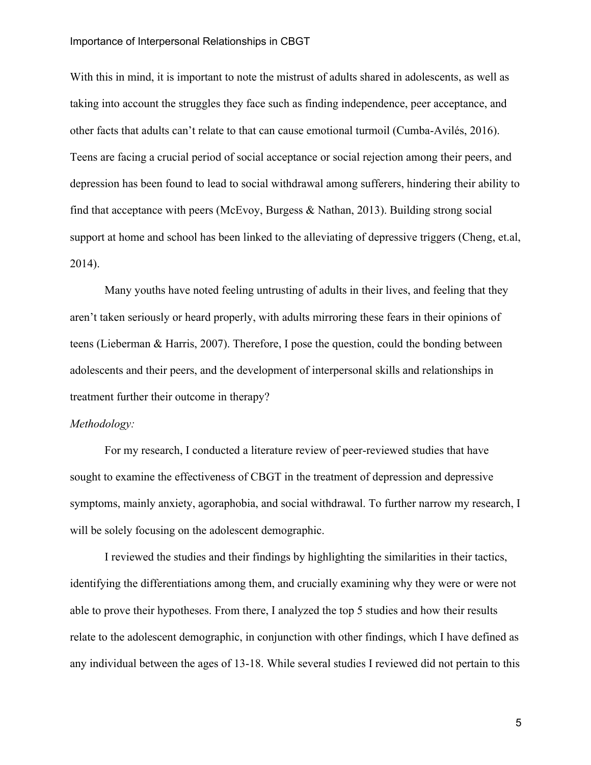With this in mind, it is important to note the mistrust of adults shared in adolescents, as well as taking into account the struggles they face such as finding independence, peer acceptance, and other facts that adults can't relate to that can cause emotional turmoil (Cumba-Avilés, 2016). Teens are facing a crucial period of social acceptance or social rejection among their peers, and depression has been found to lead to social withdrawal among sufferers, hindering their ability to find that acceptance with peers (McEvoy, Burgess & Nathan, 2013). Building strong social support at home and school has been linked to the alleviating of depressive triggers (Cheng, et.al, 2014).

Many youths have noted feeling untrusting of adults in their lives, and feeling that they aren't taken seriously or heard properly, with adults mirroring these fears in their opinions of teens (Lieberman & Harris, 2007). Therefore, I pose the question, could the bonding between adolescents and their peers, and the development of interpersonal skills and relationships in treatment further their outcome in therapy?

*Methodology:*

For my research, I conducted a literature review of peer-reviewed studies that have sought to examine the effectiveness of CBGT in the treatment of depression and depressive symptoms, mainly anxiety, agoraphobia, and social withdrawal. To further narrow my research, I will be solely focusing on the adolescent demographic.

I reviewed the studies and their findings by highlighting the similarities in their tactics, identifying the differentiations among them, and crucially examining why they were or were not able to prove their hypotheses. From there, I analyzed the top 5 studies and how their results relate to the adolescent demographic, in conjunction with other findings, which I have defined as any individual between the ages of 13-18. While several studies I reviewed did not pertain to this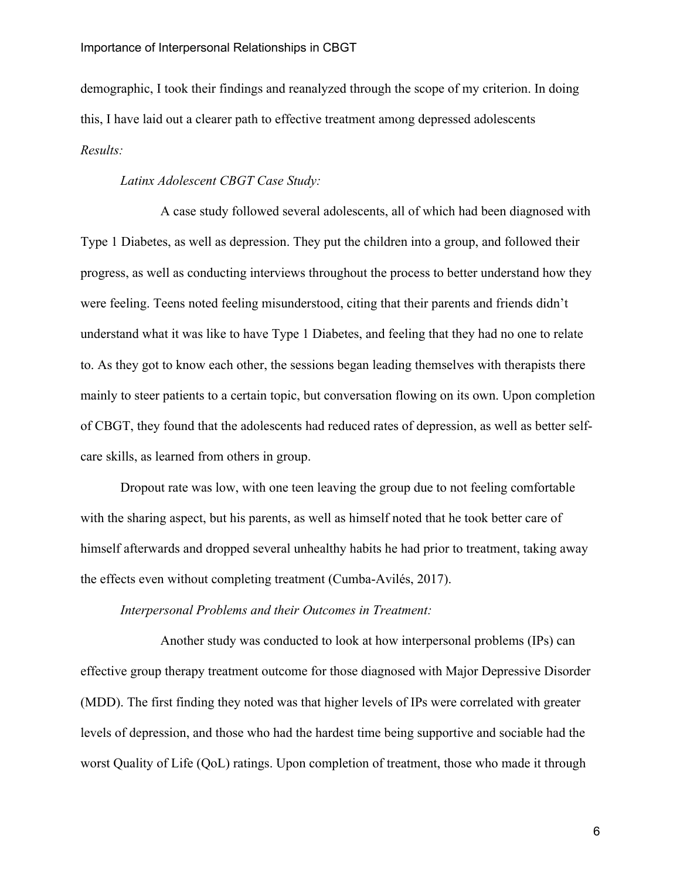demographic, I took their findings and reanalyzed through the scope of my criterion. In doing this, I have laid out a clearer path to effective treatment among depressed adolescents

*Results:*

*Latinx Adolescent CBGT Case Study:*

A case study followed several adolescents, all of which had been diagnosed with Type 1 Diabetes, as well as depression. They put the children into a group, and followed their progress, as well as conducting interviews throughout the process to better understand how they were feeling. Teens noted feeling misunderstood, citing that their parents and friends didn't understand what it was like to have Type 1 Diabetes, and feeling that they had no one to relate to. As they got to know each other, the sessions began leading themselves with therapists there mainly to steer patients to a certain topic, but conversation flowing on its own. Upon completion of CBGT, they found that the adolescents had reduced rates of depression, as well as better self-care skills, as learned from others in group.

Dropout rate was low, with one teen leaving the group due to not feeling comfortable with the sharing aspect, but his parents, as well as himself noted that he took better care of himself afterwards and dropped several unhealthy habits he had prior to treatment, taking away the effects even without completing treatment (Cumba-Avilés, 2017).

*Interpersonal Problems and their Outcomes in Treatment:*

Another study was conducted to look at how interpersonal problems (IPs) can effective group therapy treatment outcome for those diagnosed with Major Depressive Disorder (MDD). The first finding they noted was that higher levels of IPs were correlated with greater levels of depression, and those who had the hardest time being supportive and sociable had the worst Quality of Life (QoL) ratings. Upon completion of treatment, those who made it through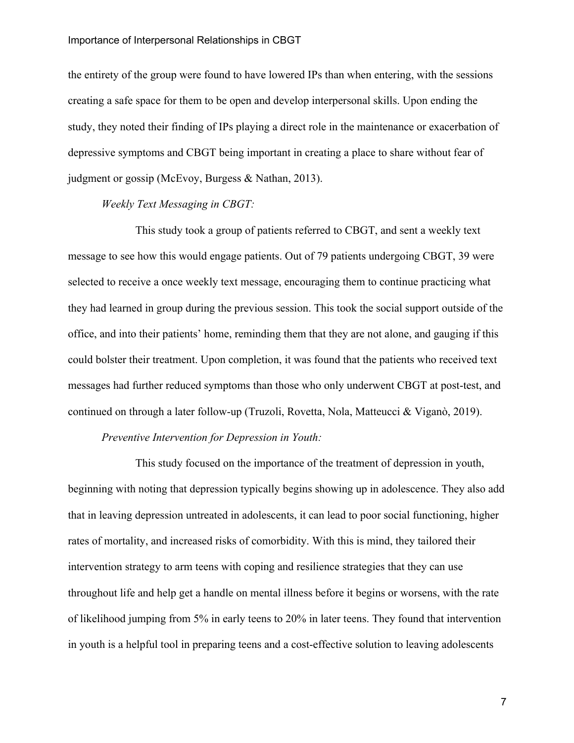the entirety of the group were found to have lowered IPs than when entering, with the sessions creating a safe space for them to be open and develop interpersonal skills. Upon ending the study, they noted their finding of IPs playing a direct role in the maintenance or exacerbation of depressive symptoms and CBGT being important in creating a place to share without fear of judgment or gossip (McEvoy, Burgess & Nathan, 2013).

*Weekly Text Messaging in CBGT:*

This study took a group of patients referred to CBGT, and sent a weekly text message to see how this would engage patients. Out of 79 patients undergoing CBGT, 39 were selected to receive a once weekly text message, encouraging them to continue practicing what they had learned in group during the previous session. This took the social support outside of the office, and into their patients' home, reminding them that they are not alone, and gauging if this could bolster their treatment. Upon completion, it was found that the patients who received text messages had further reduced symptoms than those who only underwent CBGT at post-test, and continued on through a later follow-up (Truzoli, Rovetta, Nola, Matteucci & Viganò, 2019).

*Preventive Intervention for Depression in Youth:*

This study focused on the importance of the treatment of depression in youth, beginning with noting that depression typically begins showing up in adolescence. They also add that in leaving depression untreated in adolescents, it can lead to poor social functioning, higher rates of mortality, and increased risks of comorbidity. With this is mind, they tailored their intervention strategy to arm teens with coping and resilience strategies that they can use throughout life and help get a handle on mental illness before it begins or worsens, with the rate of likelihood jumping from 5% in early teens to 20% in later teens. They found that intervention in youth is a helpful tool in preparing teens and a cost-effective solution to leaving adolescents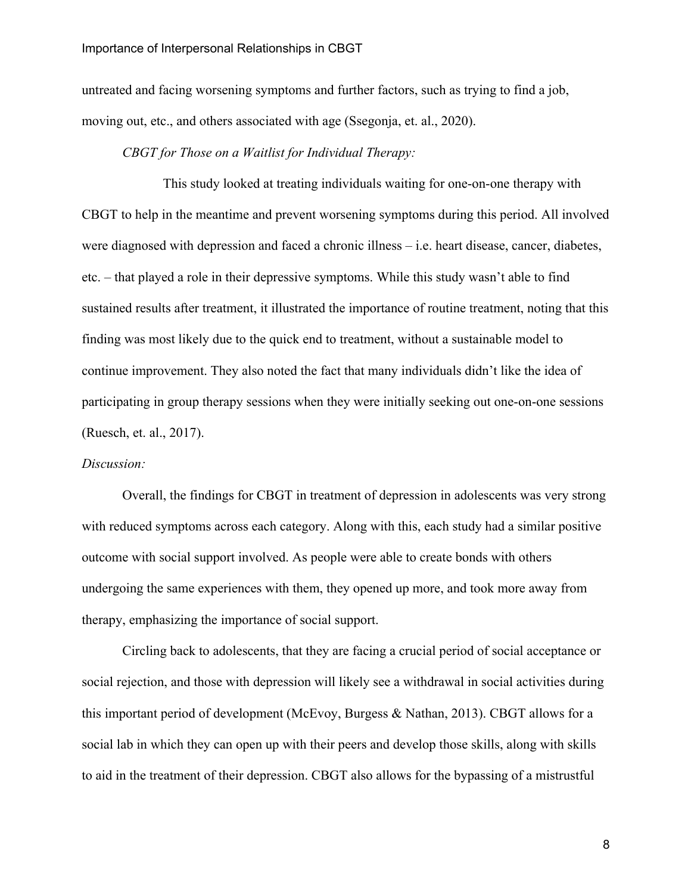untreated and facing worsening symptoms and further factors, such as trying to find a job, moving out, etc., and others associated with age (Ssegonja, et. al., 2020).

*CBGT for Those on a Waitlist for Individual Therapy:*

This study looked at treating individuals waiting for one-on-one therapy with CBGT to help in the meantime and prevent worsening symptoms during this period. All involved were diagnosed with depression and faced a chronic illness – i.e. heart disease, cancer, diabetes, etc. – that played a role in their depressive symptoms. While this study wasn't able to find sustained results after treatment, it illustrated the importance of routine treatment, noting that this finding was most likely due to the quick end to treatment, without a sustainable model to continue improvement. They also noted the fact that many individuals didn't like the idea of participating in group therapy sessions when they were initially seeking out one-on-one sessions (Ruesch, et. al., 2017).

*Discussion:*

Overall, the findings for CBGT in treatment of depression in adolescents was very strong with reduced symptoms across each category. Along with this, each study had a similar positive outcome with social support involved. As people were able to create bonds with others undergoing the same experiences with them, they opened up more, and took more away from therapy, emphasizing the importance of social support.

Circling back to adolescents, that they are facing a crucial period of social acceptance or social rejection, and those with depression will likely see a withdrawal in social activities during this important period of development (McEvoy, Burgess & Nathan, 2013). CBGT allows for a social lab in which they can open up with their peers and develop those skills, along with skills to aid in the treatment of their depression. CBGT also allows for the bypassing of a mistrustful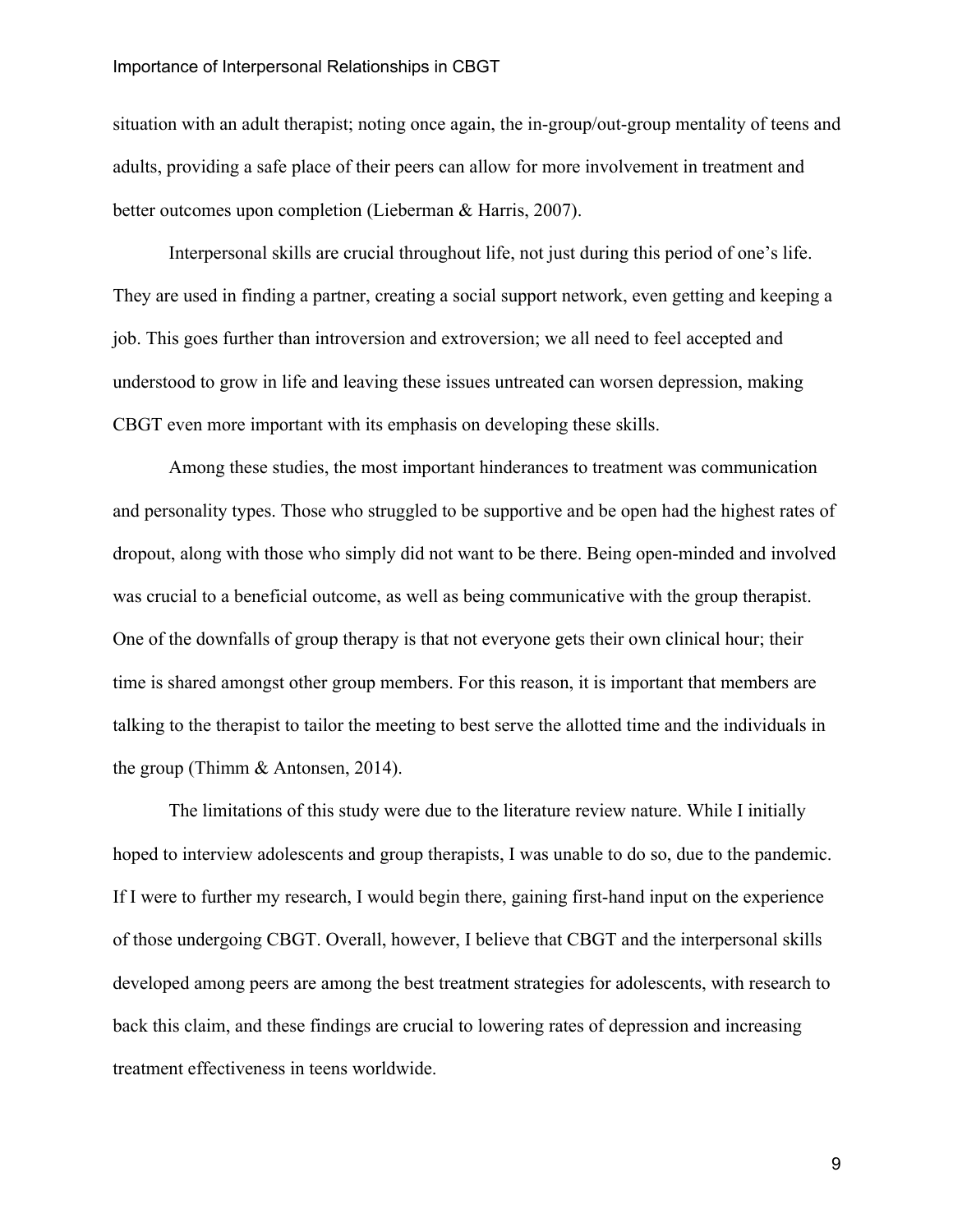situation with an adult therapist; noting once again, the in-group/out-group mentality of teens and adults, providing a safe place of their peers can allow for more involvement in treatment and better outcomes upon completion (Lieberman & Harris, 2007).

Interpersonal skills are crucial throughout life, not just during this period of one's life. They are used in finding a partner, creating a social support network, even getting and keeping a job. This goes further than introversion and extroversion; we all need to feel accepted and understood to grow in life and leaving these issues untreated can worsen depression, making CBGT even more important with its emphasis on developing these skills.

Among these studies, the most important hinderances to treatment was communication and personality types. Those who struggled to be supportive and be open had the highest rates of dropout, along with those who simply did not want to be there. Being open-minded and involved was crucial to a beneficial outcome, as well as being communicative with the group therapist. One of the downfalls of group therapy is that not everyone gets their own clinical hour; their time is shared amongst other group members. For this reason, it is important that members are talking to the therapist to tailor the meeting to best serve the allotted time and the individuals in the group (Thimm & Antonsen, 2014).

The limitations of this study were due to the literature review nature. While I initially hoped to interview adolescents and group therapists, I was unable to do so, due to the pandemic. If I were to further my research, I would begin there, gaining first-hand input on the experience of those undergoing CBGT. Overall, however, I believe that CBGT and the interpersonal skills developed among peers are among the best treatment strategies for adolescents, with research to back this claim, and these findings are crucial to lowering rates of depression and increasing treatment effectiveness in teens worldwide.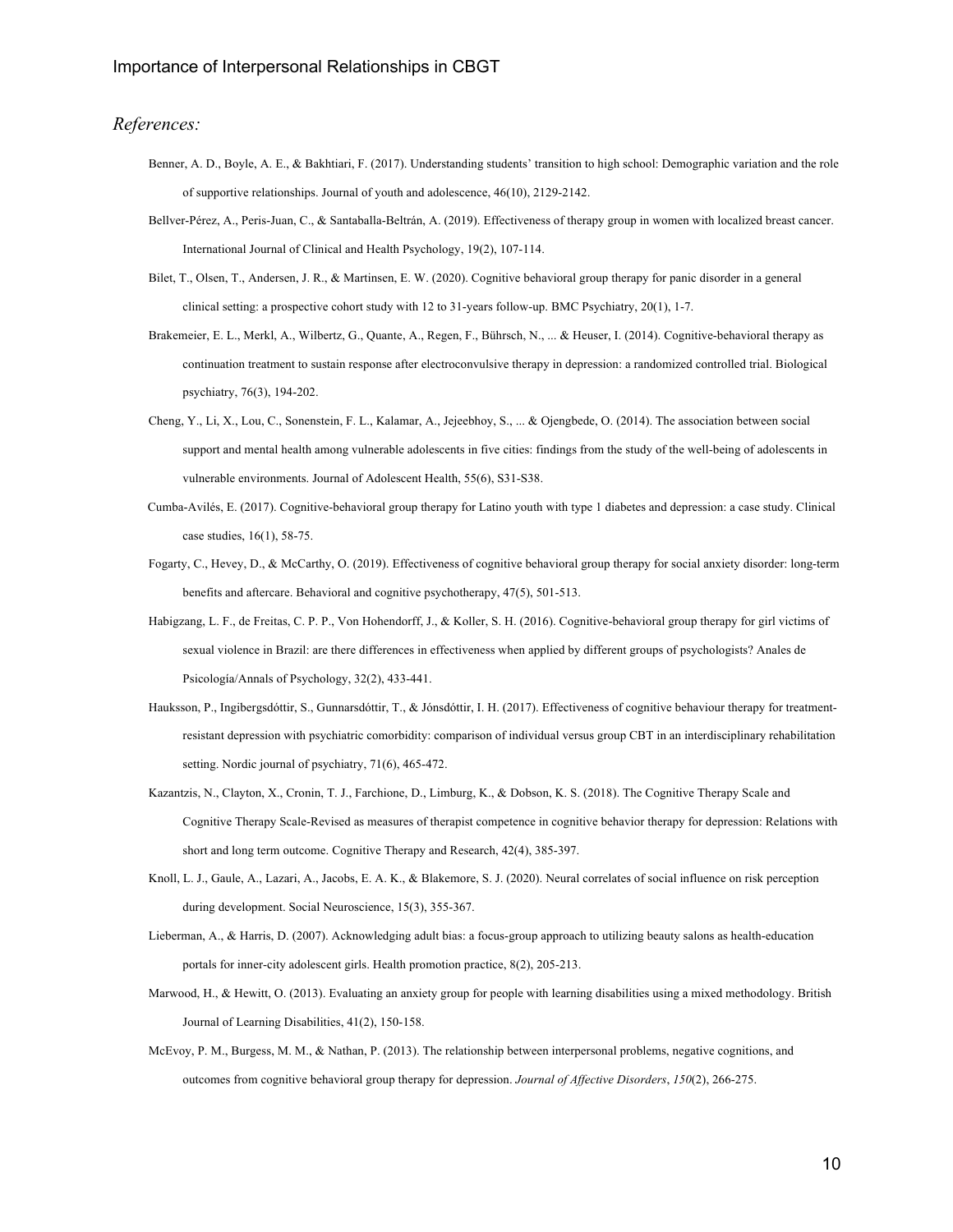*References:*

Benner, A. D., Boyle, A. E., & Bakhtiari, F. (2017). Understanding students' transition to high school: Demographic variation and the role of supportive relationships. Journal of youth and adolescence, 46(10), 2129-2142.

Bellver-Pérez, A., Peris-Juan, C., & Santaballa-Beltrán, A. (2019). Effectiveness of therapy group in women with localized breast cancer. International Journal of Clinical and Health Psychology, 19(2), 107-114.

Bilet, T., Olsen, T., Andersen, J. R., & Martinsen, E. W. (2020). Cognitive behavioral group therapy for panic disorder in a general clinical setting: a prospective cohort study with 12 to 31-years follow-up. BMC Psychiatry, 20(1), 1-7.

Brakemeier, E. L., Merkl, A., Wilbertz, G., Quante, A., Regen, F., Bührsch, N., ... & Heuser, I. (2014). Cognitive-behavioral therapy as continuation treatment to sustain response after electroconvulsive therapy in depression: a randomized controlled trial. Biological psychiatry, 76(3), 194-202.

Cheng, Y., Li, X., Lou, C., Sonenstein, F. L., Kalamar, A., Jejeebhoy, S., ... & Ojengbede, O. (2014). The association between social support and mental health among vulnerable adolescents in five cities: findings from the study of the well-being of adolescents in vulnerable environments. Journal of Adolescent Health, 55(6), S31-S38.

Cumba-Avilés, E. (2017). Cognitive-behavioral group therapy for Latino youth with type 1 diabetes and depression: a case study. Clinical case studies, 16(1), 58-75.

Fogarty, C., Hevey, D., & McCarthy, O. (2019). Effectiveness of cognitive behavioral group therapy for social anxiety disorder: long-term benefits and aftercare. Behavioral and cognitive psychotherapy, 47(5), 501-513.

Habigzang, L. F., de Freitas, C. P. P., Von Hohendorff, J., & Koller, S. H. (2016). Cognitive-behavioral group therapy for girl victims of sexual violence in Brazil: are there differences in effectiveness when applied by different groups of psychologists? Anales de Psicología/Annals of Psychology, 32(2), 433-441.

Hauksson, P., Ingibergsdóttir, S., Gunnarsdóttir, T., & Jónsdóttir, I. H. (2017). Effectiveness of cognitive behaviour therapy for treatment-resistant depression with psychiatric comorbidity: comparison of individual versus group CBT in an interdisciplinary rehabilitation setting. Nordic journal of psychiatry, 71(6), 465-472.

Kazantzis, N., Clayton, X., Cronin, T. J., Farchione, D., Limburg, K., & Dobson, K. S. (2018). The Cognitive Therapy Scale and Cognitive Therapy Scale-Revised as measures of therapist competence in cognitive behavior therapy for depression: Relations with short and long term outcome. Cognitive Therapy and Research, 42(4), 385-397.

Knoll, L. J., Gaule, A., Lazari, A., Jacobs, E. A. K., & Blakemore, S. J. (2020). Neural correlates of social influence on risk perception during development. Social Neuroscience, 15(3), 355-367.

Lieberman, A., & Harris, D. (2007). Acknowledging adult bias: a focus-group approach to utilizing beauty salons as health-education portals for inner-city adolescent girls. Health promotion practice, 8(2), 205-213.

Marwood, H., & Hewitt, O. (2013). Evaluating an anxiety group for people with learning disabilities using a mixed methodology. British Journal of Learning Disabilities, 41(2), 150-158.

McEvoy, P. M., Burgess, M. M., & Nathan, P. (2013). The relationship between interpersonal problems, negative cognitions, and outcomes from cognitive behavioral group therapy for depression. *Journal of Affective Disorders*, *150*(2), 266-275.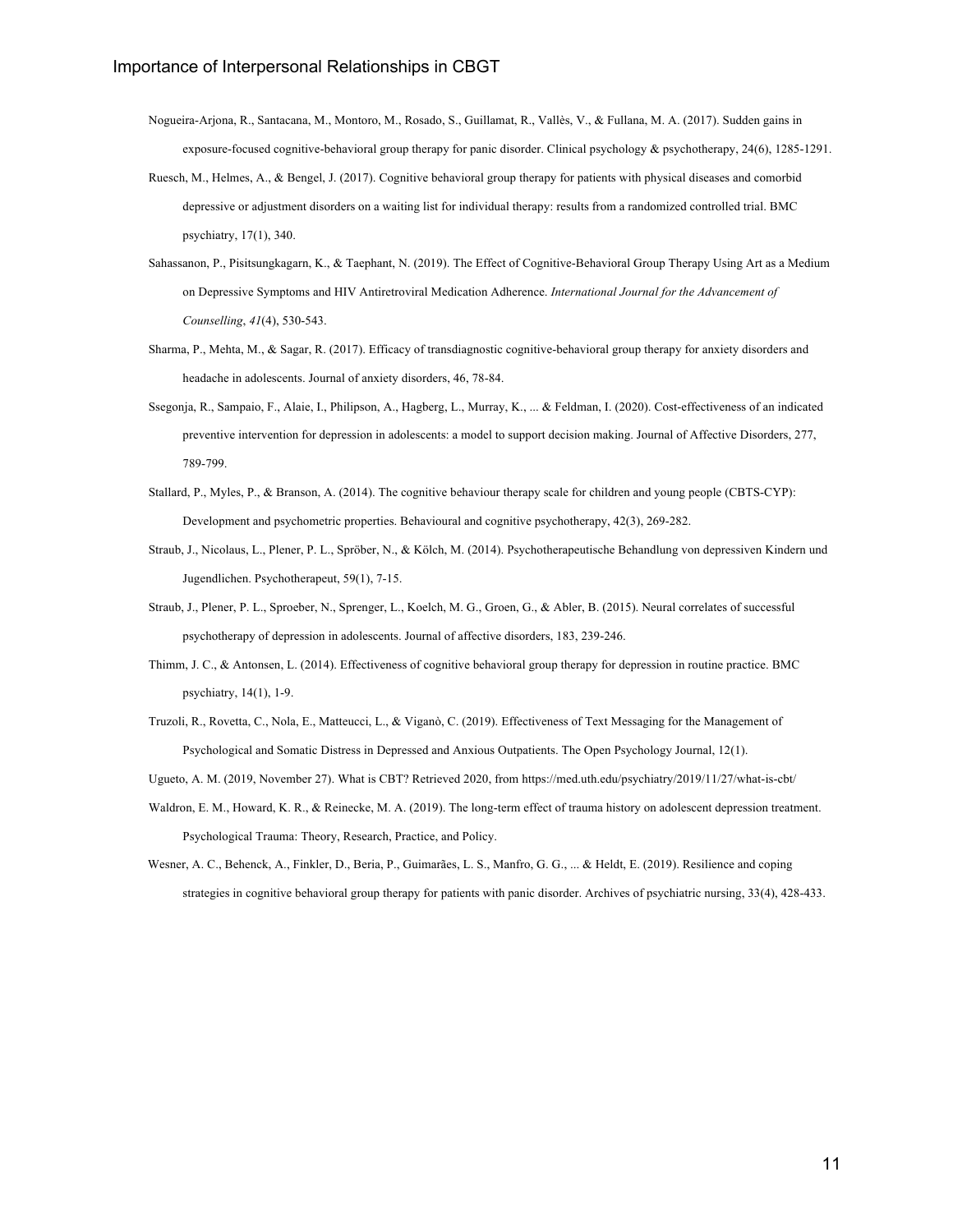Nogueira-Arjona, R., Santacana, M., Montoro, M., Rosado, S., Guillamat, R., Vallès, V., & Fullana, M. A. (2017). Sudden gains in exposure-focused cognitive-behavioral group therapy for panic disorder. Clinical psychology & psychotherapy, 24(6), 1285-1291.

Ruesch, M., Helmes, A., & Bengel, J. (2017). Cognitive behavioral group therapy for patients with physical diseases and comorbid depressive or adjustment disorders on a waiting list for individual therapy: results from a randomized controlled trial. BMC psychiatry, 17(1), 340.

Sahassanon, P., Pisitsungkagarn, K., & Taephant, N. (2019). The Effect of Cognitive-Behavioral Group Therapy Using Art as a Medium on Depressive Symptoms and HIV Antiretroviral Medication Adherence. *International Journal for the Advancement of Counselling*, *41*(4), 530-543.

Sharma, P., Mehta, M., & Sagar, R. (2017). Efficacy of transdiagnostic cognitive-behavioral group therapy for anxiety disorders and headache in adolescents. Journal of anxiety disorders, 46, 78-84.

Ssegonja, R., Sampaio, F., Alaie, I., Philipson, A., Hagberg, L., Murray, K., ... & Feldman, I. (2020). Cost-effectiveness of an indicated preventive intervention for depression in adolescents: a model to support decision making. Journal of Affective Disorders, 277, 789-799.

Stallard, P., Myles, P., & Branson, A. (2014). The cognitive behaviour therapy scale for children and young people (CBTS-CYP): Development and psychometric properties. Behavioural and cognitive psychotherapy, 42(3), 269-282.

Straub, J., Nicolaus, L., Plener, P. L., Spröber, N., & Kölch, M. (2014). Psychotherapeutische Behandlung von depressiven Kindern und Jugendlichen. Psychotherapeut, 59(1), 7-15.

Straub, J., Plener, P. L., Sproeber, N., Sprenger, L., Koelch, M. G., Groen, G., & Abler, B. (2015). Neural correlates of successful psychotherapy of depression in adolescents. Journal of affective disorders, 183, 239-246.

Thimm, J. C., & Antonsen, L. (2014). Effectiveness of cognitive behavioral group therapy for depression in routine practice. BMC psychiatry, 14(1), 1-9.

Truzoli, R., Rovetta, C., Nola, E., Matteucci, L., & Viganò, C. (2019). Effectiveness of Text Messaging for the Management of Psychological and Somatic Distress in Depressed and Anxious Outpatients. The Open Psychology Journal, 12(1).

Ugueto, A. M. (2019, November 27). What is CBT? Retrieved 2020, from https://med.uth.edu/psychiatry/2019/11/27/what-is-cbt/

Waldron, E. M., Howard, K. R., & Reinecke, M. A. (2019). The long-term effect of trauma history on adolescent depression treatment. Psychological Trauma: Theory, Research, Practice, and Policy.

Wesner, A. C., Behenck, A., Finkler, D., Beria, P., Guimarães, L. S., Manfro, G. G., ... & Heldt, E. (2019). Resilience and coping strategies in cognitive behavioral group therapy for patients with panic disorder. Archives of psychiatric nursing, 33(4), 428-433.